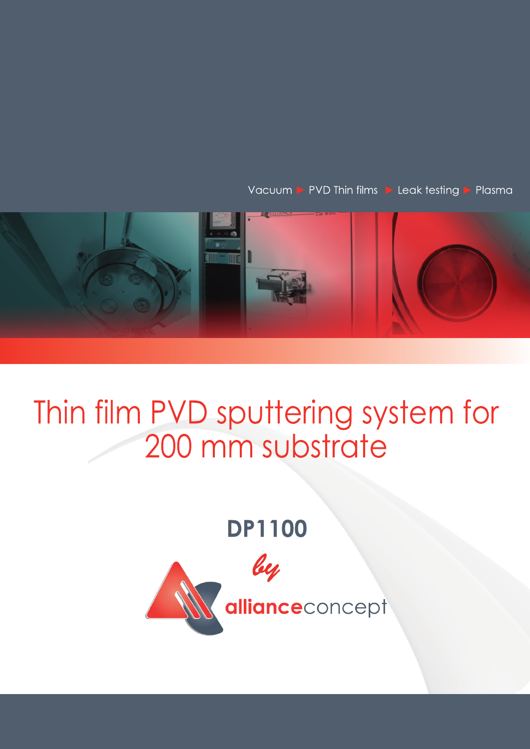Vacuum ▶ PVD Thin films ▶ Leak testing ▶ Plasma

# Thin film PVD sputtering system for 200 mm substrate

## DP1100

*by*

**alliance**concept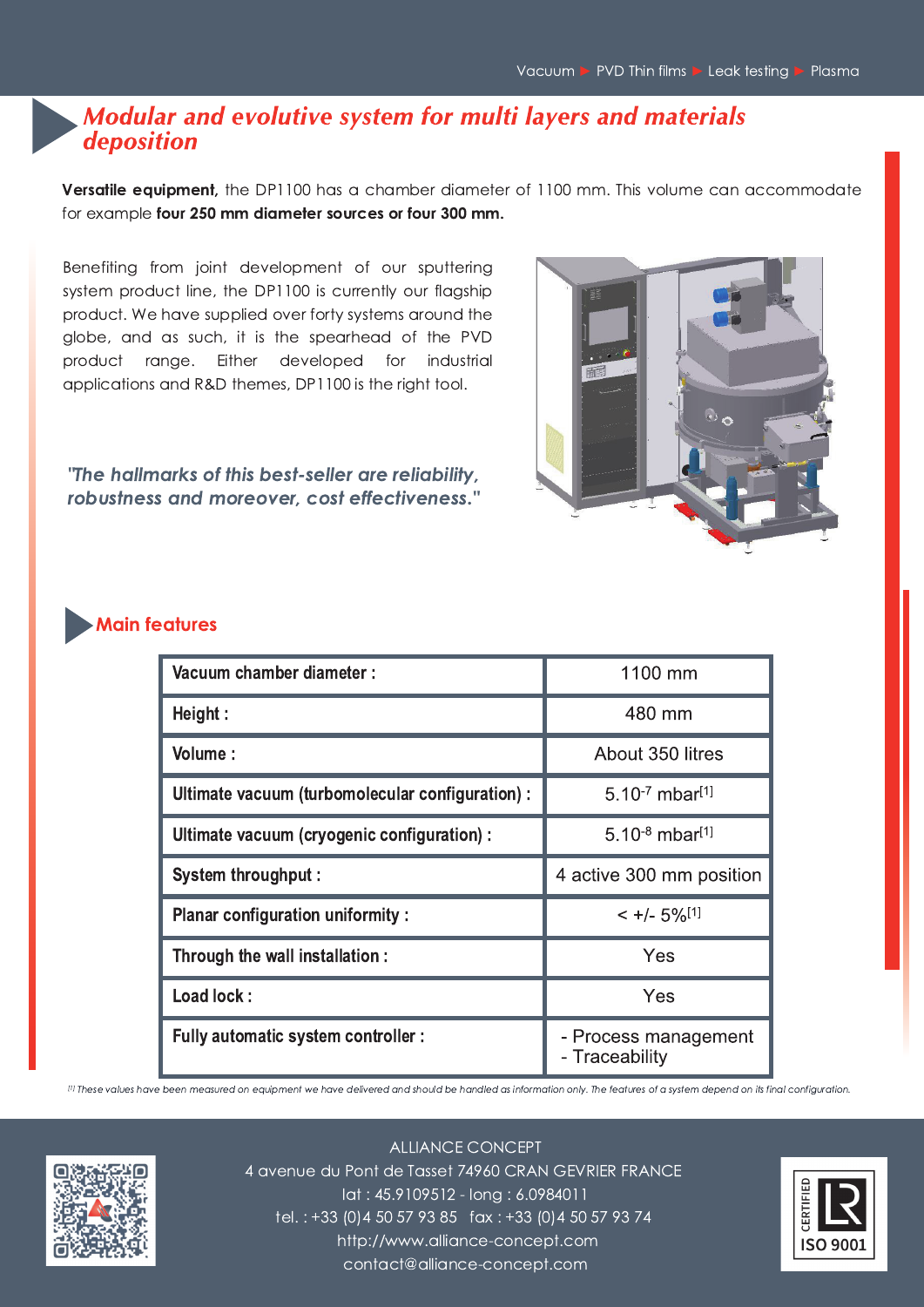# Modular and evolutive system for multi layers and materials deposition

**Versatile equipment,** the DP1100 has a chamber diameter of 1100 mm. This volume can accommodate for example **four 250 mm diameter sources or four 300 mm.**

Benefiting from joint development of our sputtering system product line, the DP1100 is currently our flagship product. We have supplied over forty systems around the globe, and as such, it is the spearhead of the PVD product range. Either developed for industrial applications and R&D themes, DP1100 is the right tool.

***"The hallmarks of this best-seller are reliability, robustness and moreover, cost effectiveness."***

## Main features

| | |
|---|---|
| **Vacuum chamber diameter :** | 1100 mm |
| **Height :** | 480 mm |
| **Volume :** | About 350 litres |
| **Ultimate vacuum (turbomolecular configuration) :** | $5.10^{-7}$ mbar[1] |
| **Ultimate vacuum (cryogenic configuration) :** | $5.10^{-8}$ mbar[1] |
| **System throughput :** | 4 active 300 mm position |
| **Planar configuration uniformity :** | < +/- 5%[1] |
| **Through the wall installation :** | Yes |
| **Load lock :** | Yes |
| **Fully automatic system controller :** | - Process management<br>- Traceability |

*[1] These values have been measured on equipment we have delivered and should be handled as information only. The features of a system depend on its final configuration.*

ALLIANCE CONCEPT
4 avenue du Pont de Tasset 74960 CRAN GEVRIER FRANCE
lat : 45.9109512 - long : 6.0984011
tel. : +33 (0)4 50 57 93 85 fax : +33 (0)4 50 57 93 74
http://www.alliance-concept.com
contact@alliance-concept.com

CERTIFIED ISO 9001